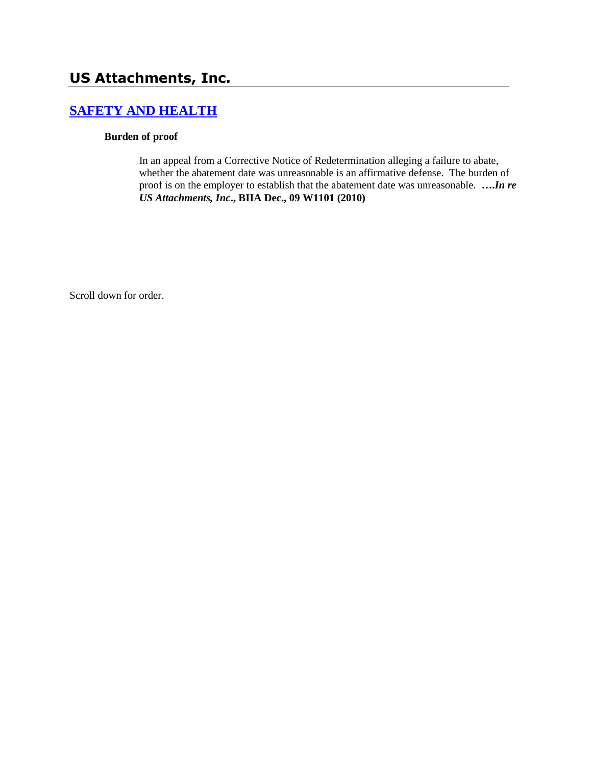# US Attachments, Inc.

## [SAFETY AND HEALTH]

**Burden of proof**

In an appeal from a Corrective Notice of Redetermination alleging a failure to abate, whether the abatement date was unreasonable is an affirmative defense. The burden of proof is on the employer to establish that the abatement date was unreasonable. ***….In re US Attachments, Inc*., BIIA Dec., 09 W1101 (2010)**

Scroll down for order.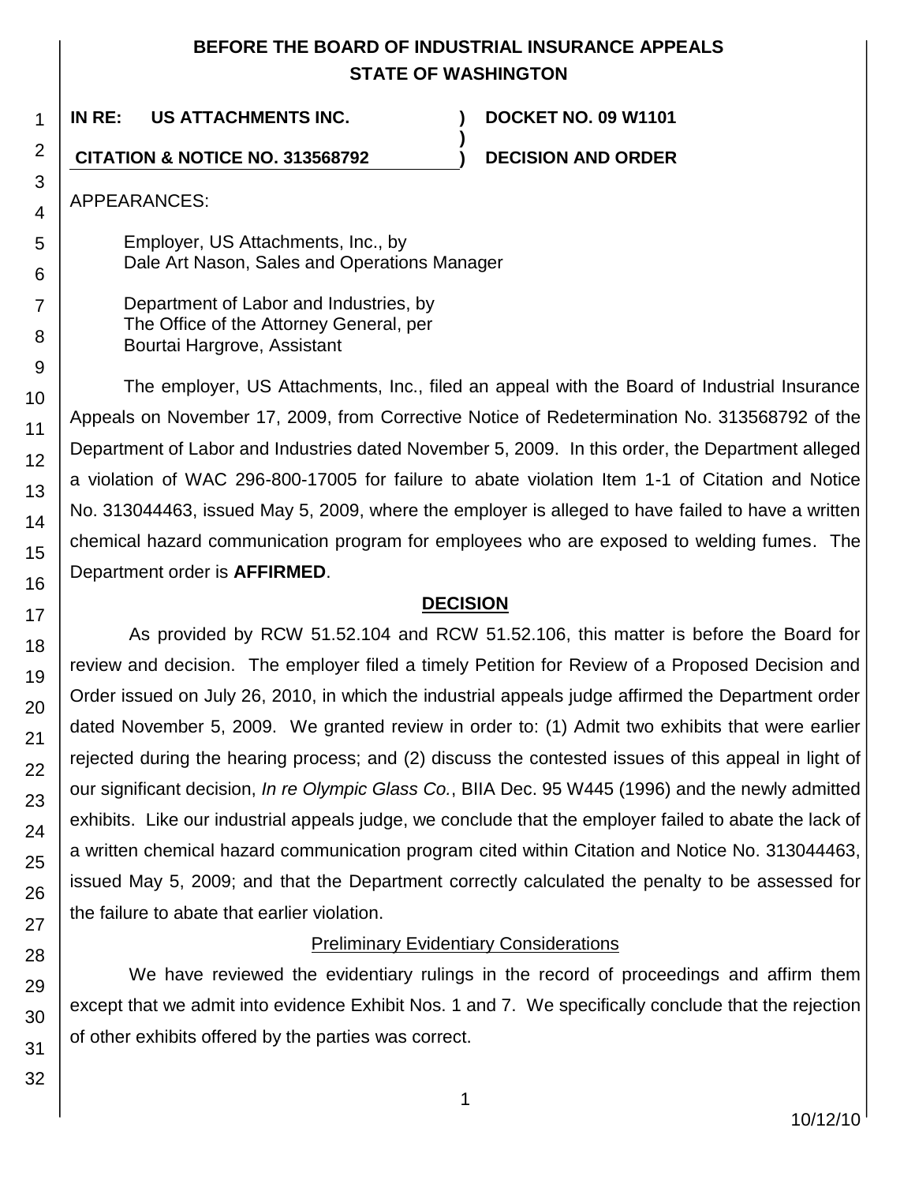# BEFORE THE BOARD OF INDUSTRIAL INSURANCE APPEALS STATE OF WASHINGTON

**IN RE: US ATTACHMENTS INC.** ) **DOCKET NO. 09 W1101**
)
**CITATION & NOTICE NO. 313568792** ) **DECISION AND ORDER**

APPEARANCES:

Employer, US Attachments, Inc., by
Dale Art Nason, Sales and Operations Manager

Department of Labor and Industries, by
The Office of the Attorney General, per
Bourtai Hargrove, Assistant

The employer, US Attachments, Inc., filed an appeal with the Board of Industrial Insurance Appeals on November 17, 2009, from Corrective Notice of Redetermination No. 313568792 of the Department of Labor and Industries dated November 5, 2009. In this order, the Department alleged a violation of WAC 296-800-17005 for failure to abate violation Item 1-1 of Citation and Notice No. 313044463, issued May 5, 2009, where the employer is alleged to have failed to have a written chemical hazard communication program for employees who are exposed to welding fumes. The Department order is **AFFIRMED**.

## DECISION

As provided by RCW 51.52.104 and RCW 51.52.106, this matter is before the Board for review and decision. The employer filed a timely Petition for Review of a Proposed Decision and Order issued on July 26, 2010, in which the industrial appeals judge affirmed the Department order dated November 5, 2009. We granted review in order to: (1) Admit two exhibits that were earlier rejected during the hearing process; and (2) discuss the contested issues of this appeal in light of our significant decision, *In re Olympic Glass Co.*, BIIA Dec. 95 W445 (1996) and the newly admitted exhibits. Like our industrial appeals judge, we conclude that the employer failed to abate the lack of a written chemical hazard communication program cited within Citation and Notice No. 313044463, issued May 5, 2009; and that the Department correctly calculated the penalty to be assessed for the failure to abate that earlier violation.

### Preliminary Evidentiary Considerations

We have reviewed the evidentiary rulings in the record of proceedings and affirm them except that we admit into evidence Exhibit Nos. 1 and 7. We specifically conclude that the rejection of other exhibits offered by the parties was correct.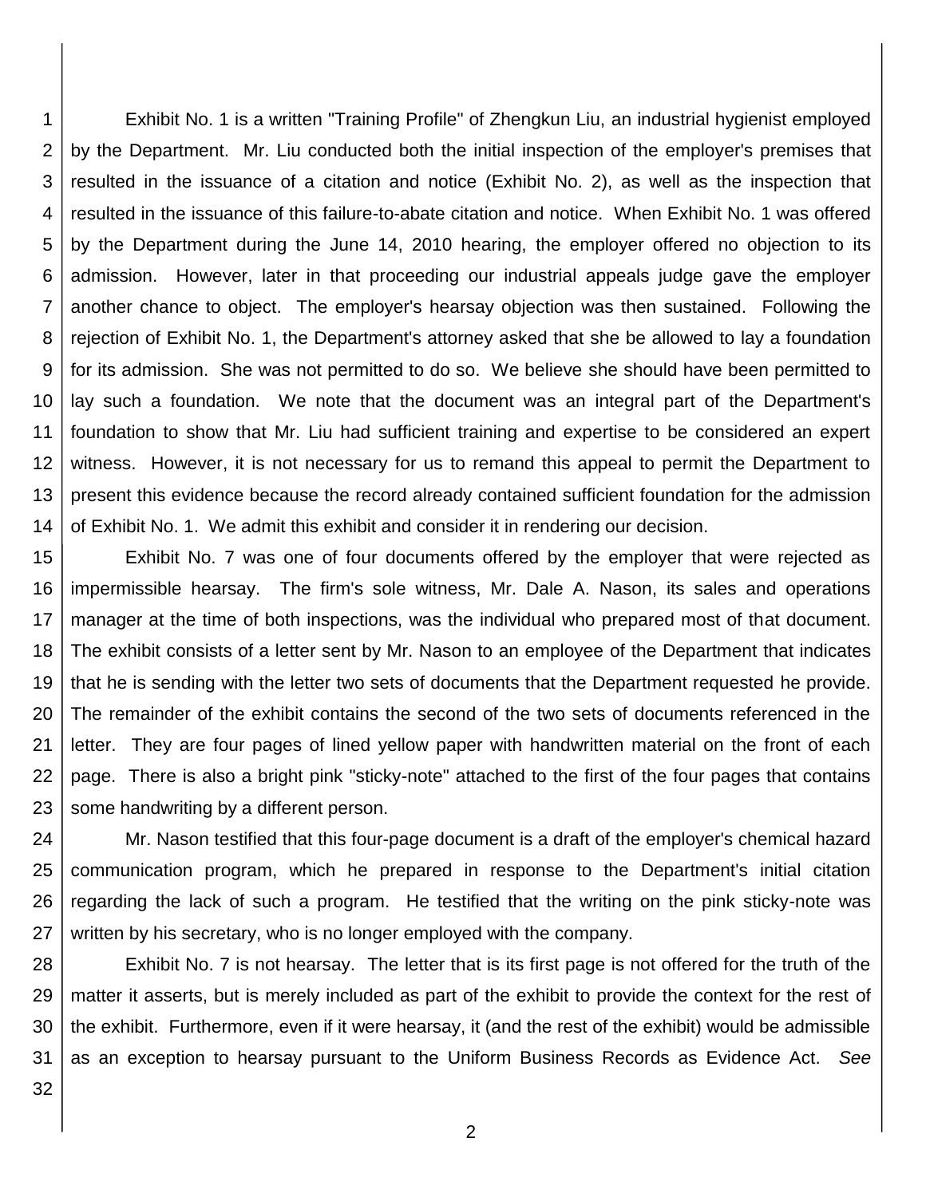Exhibit No. 1 is a written "Training Profile" of Zhengkun Liu, an industrial hygienist employed by the Department. Mr. Liu conducted both the initial inspection of the employer's premises that resulted in the issuance of a citation and notice (Exhibit No. 2), as well as the inspection that resulted in the issuance of this failure-to-abate citation and notice. When Exhibit No. 1 was offered by the Department during the June 14, 2010 hearing, the employer offered no objection to its admission. However, later in that proceeding our industrial appeals judge gave the employer another chance to object. The employer's hearsay objection was then sustained. Following the rejection of Exhibit No. 1, the Department's attorney asked that she be allowed to lay a foundation for its admission. She was not permitted to do so. We believe she should have been permitted to lay such a foundation. We note that the document was an integral part of the Department's foundation to show that Mr. Liu had sufficient training and expertise to be considered an expert witness. However, it is not necessary for us to remand this appeal to permit the Department to present this evidence because the record already contained sufficient foundation for the admission of Exhibit No. 1. We admit this exhibit and consider it in rendering our decision.

Exhibit No. 7 was one of four documents offered by the employer that were rejected as impermissible hearsay. The firm's sole witness, Mr. Dale A. Nason, its sales and operations manager at the time of both inspections, was the individual who prepared most of that document. The exhibit consists of a letter sent by Mr. Nason to an employee of the Department that indicates that he is sending with the letter two sets of documents that the Department requested he provide. The remainder of the exhibit contains the second of the two sets of documents referenced in the letter. They are four pages of lined yellow paper with handwritten material on the front of each page. There is also a bright pink "sticky-note" attached to the first of the four pages that contains some handwriting by a different person.

Mr. Nason testified that this four-page document is a draft of the employer's chemical hazard communication program, which he prepared in response to the Department's initial citation regarding the lack of such a program. He testified that the writing on the pink sticky-note was written by his secretary, who is no longer employed with the company.

Exhibit No. 7 is not hearsay. The letter that is its first page is not offered for the truth of the matter it asserts, but is merely included as part of the exhibit to provide the context for the rest of the exhibit. Furthermore, even if it were hearsay, it (and the rest of the exhibit) would be admissible as an exception to hearsay pursuant to the Uniform Business Records as Evidence Act. *See*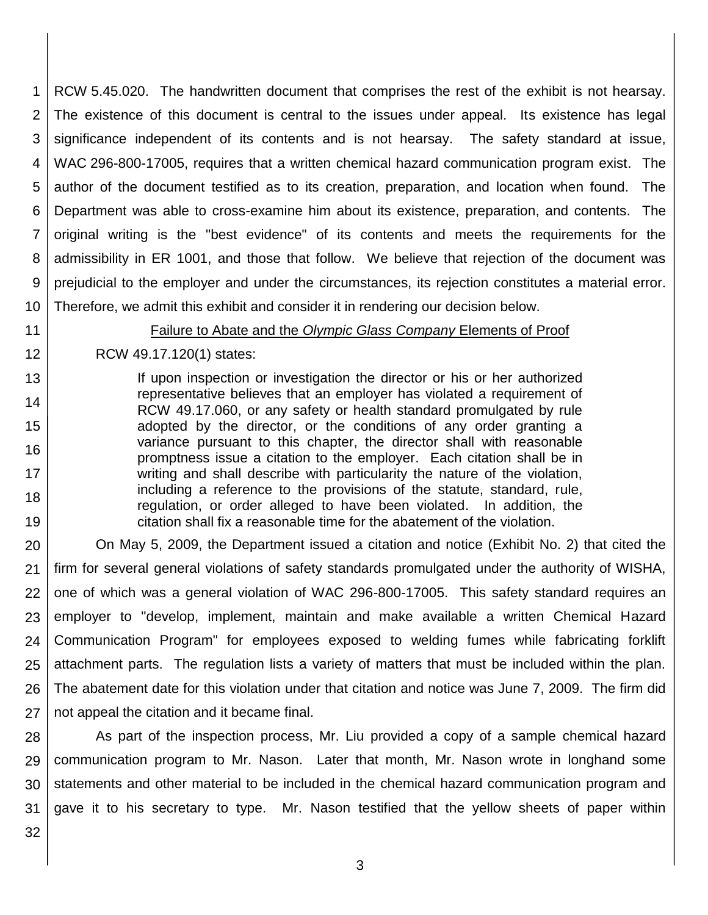RCW 5.45.020. The handwritten document that comprises the rest of the exhibit is not hearsay. The existence of this document is central to the issues under appeal. Its existence has legal significance independent of its contents and is not hearsay. The safety standard at issue, WAC 296-800-17005, requires that a written chemical hazard communication program exist. The author of the document testified as to its creation, preparation, and location when found. The Department was able to cross-examine him about its existence, preparation, and contents. The original writing is the "best evidence" of its contents and meets the requirements for the admissibility in ER 1001, and those that follow. We believe that rejection of the document was prejudicial to the employer and under the circumstances, its rejection constitutes a material error. Therefore, we admit this exhibit and consider it in rendering our decision below.

<u>Failure to Abate and the *Olympic Glass Company* Elements of Proof</u>

RCW 49.17.120(1) states:

> If upon inspection or investigation the director or his or her authorized representative believes that an employer has violated a requirement of RCW 49.17.060, or any safety or health standard promulgated by rule adopted by the director, or the conditions of any order granting a variance pursuant to this chapter, the director shall with reasonable promptness issue a citation to the employer. Each citation shall be in writing and shall describe with particularity the nature of the violation, including a reference to the provisions of the statute, standard, rule, regulation, or order alleged to have been violated. In addition, the citation shall fix a reasonable time for the abatement of the violation.

On May 5, 2009, the Department issued a citation and notice (Exhibit No. 2) that cited the firm for several general violations of safety standards promulgated under the authority of WISHA, one of which was a general violation of WAC 296-800-17005. This safety standard requires an employer to "develop, implement, maintain and make available a written Chemical Hazard Communication Program" for employees exposed to welding fumes while fabricating forklift attachment parts. The regulation lists a variety of matters that must be included within the plan. The abatement date for this violation under that citation and notice was June 7, 2009. The firm did not appeal the citation and it became final.

As part of the inspection process, Mr. Liu provided a copy of a sample chemical hazard communication program to Mr. Nason. Later that month, Mr. Nason wrote in longhand some statements and other material to be included in the chemical hazard communication program and gave it to his secretary to type. Mr. Nason testified that the yellow sheets of paper within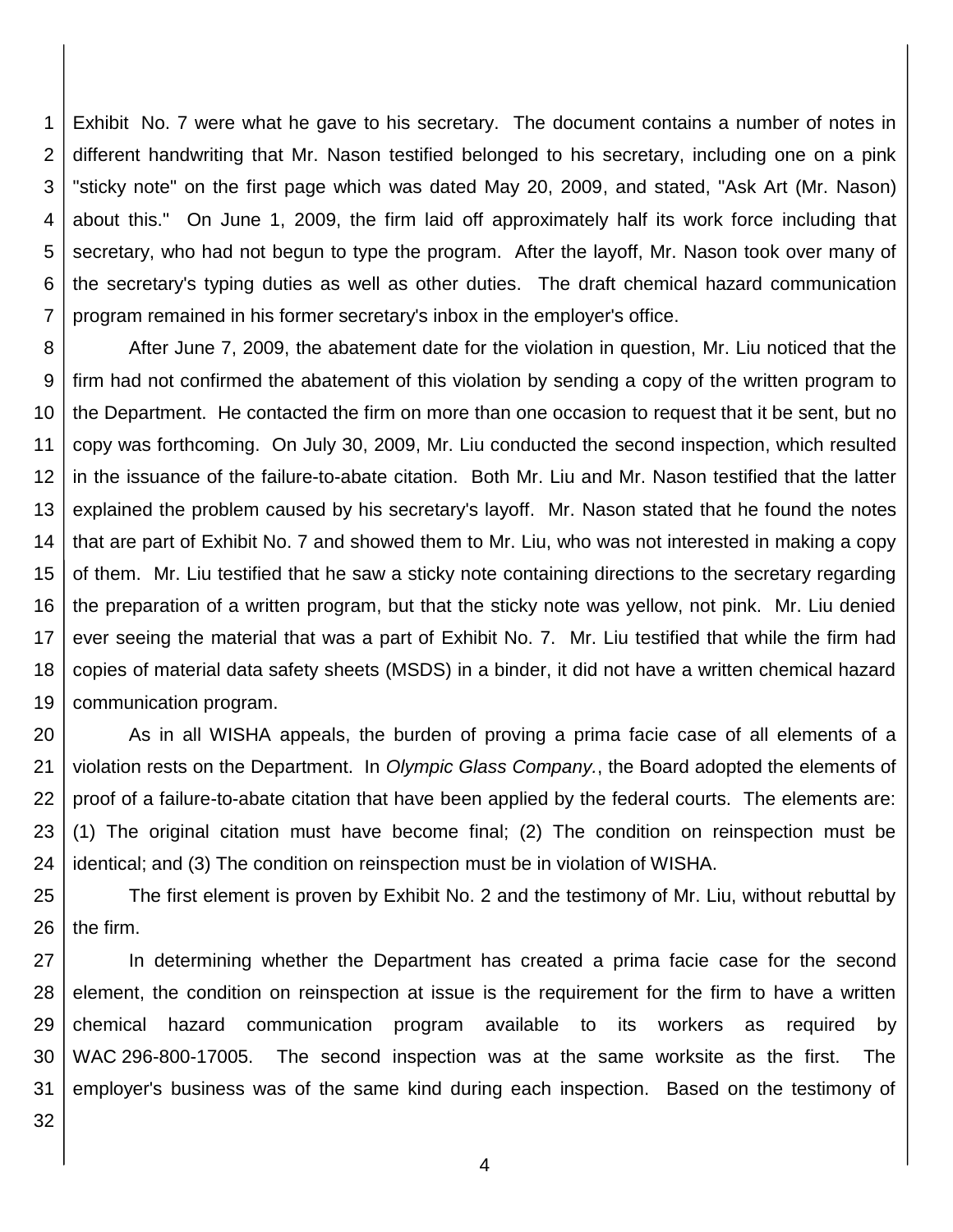Exhibit No. 7 were what he gave to his secretary. The document contains a number of notes in different handwriting that Mr. Nason testified belonged to his secretary, including one on a pink "sticky note" on the first page which was dated May 20, 2009, and stated, "Ask Art (Mr. Nason) about this." On June 1, 2009, the firm laid off approximately half its work force including that secretary, who had not begun to type the program. After the layoff, Mr. Nason took over many of the secretary's typing duties as well as other duties. The draft chemical hazard communication program remained in his former secretary's inbox in the employer's office.

After June 7, 2009, the abatement date for the violation in question, Mr. Liu noticed that the firm had not confirmed the abatement of this violation by sending a copy of the written program to the Department. He contacted the firm on more than one occasion to request that it be sent, but no copy was forthcoming. On July 30, 2009, Mr. Liu conducted the second inspection, which resulted in the issuance of the failure-to-abate citation. Both Mr. Liu and Mr. Nason testified that the latter explained the problem caused by his secretary's layoff. Mr. Nason stated that he found the notes that are part of Exhibit No. 7 and showed them to Mr. Liu, who was not interested in making a copy of them. Mr. Liu testified that he saw a sticky note containing directions to the secretary regarding the preparation of a written program, but that the sticky note was yellow, not pink. Mr. Liu denied ever seeing the material that was a part of Exhibit No. 7. Mr. Liu testified that while the firm had copies of material data safety sheets (MSDS) in a binder, it did not have a written chemical hazard communication program.

As in all WISHA appeals, the burden of proving a prima facie case of all elements of a violation rests on the Department. In *Olympic Glass Company.*, the Board adopted the elements of proof of a failure-to-abate citation that have been applied by the federal courts. The elements are: (1) The original citation must have become final; (2) The condition on reinspection must be identical; and (3) The condition on reinspection must be in violation of WISHA.

The first element is proven by Exhibit No. 2 and the testimony of Mr. Liu, without rebuttal by the firm.

In determining whether the Department has created a prima facie case for the second element, the condition on reinspection at issue is the requirement for the firm to have a written chemical hazard communication program available to its workers as required by WAC 296-800-17005. The second inspection was at the same worksite as the first. The employer's business was of the same kind during each inspection. Based on the testimony of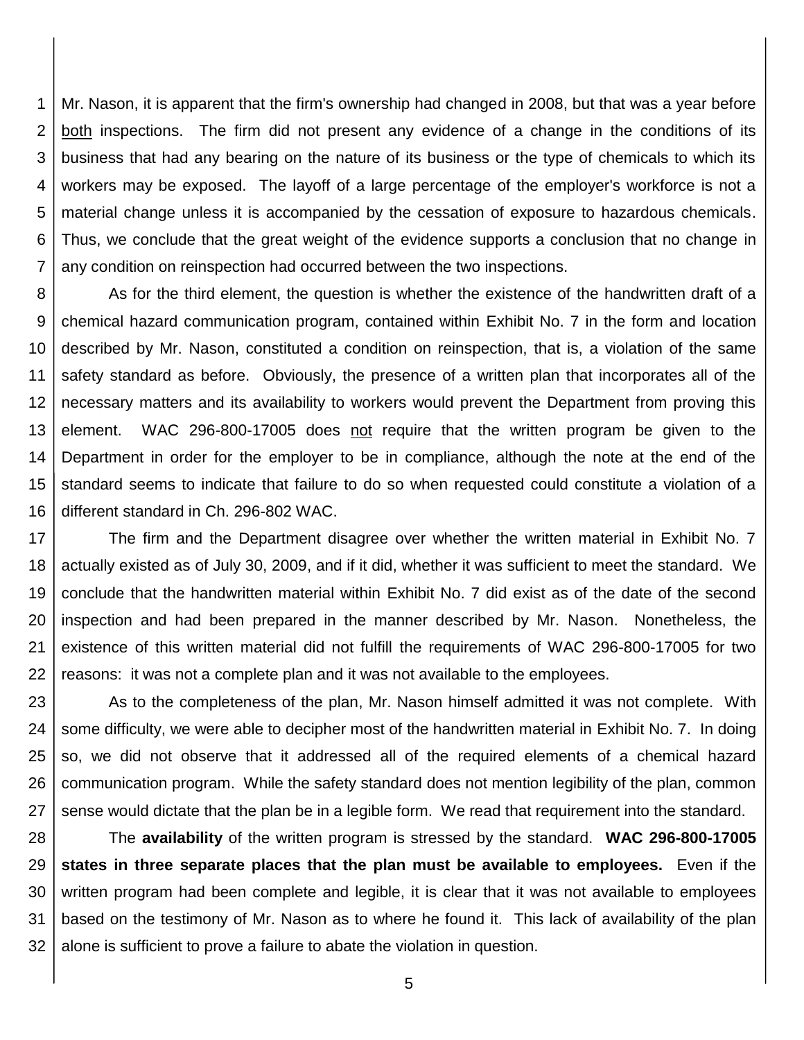Mr. Nason, it is apparent that the firm's ownership had changed in 2008, but that was a year before <u>both</u> inspections. The firm did not present any evidence of a change in the conditions of its business that had any bearing on the nature of its business or the type of chemicals to which its workers may be exposed. The layoff of a large percentage of the employer's workforce is not a material change unless it is accompanied by the cessation of exposure to hazardous chemicals. Thus, we conclude that the great weight of the evidence supports a conclusion that no change in any condition on reinspection had occurred between the two inspections.

As for the third element, the question is whether the existence of the handwritten draft of a chemical hazard communication program, contained within Exhibit No. 7 in the form and location described by Mr. Nason, constituted a condition on reinspection, that is, a violation of the same safety standard as before. Obviously, the presence of a written plan that incorporates all of the necessary matters and its availability to workers would prevent the Department from proving this element. WAC 296-800-17005 does <u>not</u> require that the written program be given to the Department in order for the employer to be in compliance, although the note at the end of the standard seems to indicate that failure to do so when requested could constitute a violation of a different standard in Ch. 296-802 WAC.

The firm and the Department disagree over whether the written material in Exhibit No. 7 actually existed as of July 30, 2009, and if it did, whether it was sufficient to meet the standard. We conclude that the handwritten material within Exhibit No. 7 did exist as of the date of the second inspection and had been prepared in the manner described by Mr. Nason. Nonetheless, the existence of this written material did not fulfill the requirements of WAC 296-800-17005 for two reasons: it was not a complete plan and it was not available to the employees.

As to the completeness of the plan, Mr. Nason himself admitted it was not complete. With some difficulty, we were able to decipher most of the handwritten material in Exhibit No. 7. In doing so, we did not observe that it addressed all of the required elements of a chemical hazard communication program. While the safety standard does not mention legibility of the plan, common sense would dictate that the plan be in a legible form. We read that requirement into the standard.

The **availability** of the written program is stressed by the standard. **WAC 296-800-17005 states in three separate places that the plan must be available to employees.** Even if the written program had been complete and legible, it is clear that it was not available to employees based on the testimony of Mr. Nason as to where he found it. This lack of availability of the plan alone is sufficient to prove a failure to abate the violation in question.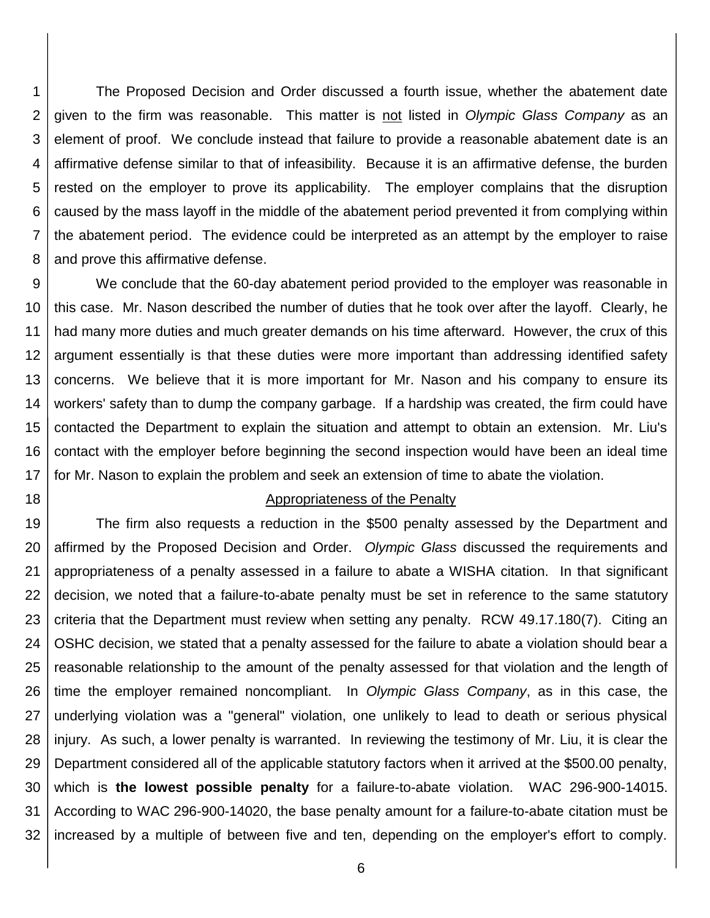The Proposed Decision and Order discussed a fourth issue, whether the abatement date given to the firm was reasonable. This matter is not listed in *Olympic Glass Company* as an element of proof. We conclude instead that failure to provide a reasonable abatement date is an affirmative defense similar to that of infeasibility. Because it is an affirmative defense, the burden rested on the employer to prove its applicability. The employer complains that the disruption caused by the mass layoff in the middle of the abatement period prevented it from complying within the abatement period. The evidence could be interpreted as an attempt by the employer to raise and prove this affirmative defense.

We conclude that the 60-day abatement period provided to the employer was reasonable in this case. Mr. Nason described the number of duties that he took over after the layoff. Clearly, he had many more duties and much greater demands on his time afterward. However, the crux of this argument essentially is that these duties were more important than addressing identified safety concerns. We believe that it is more important for Mr. Nason and his company to ensure its workers' safety than to dump the company garbage. If a hardship was created, the firm could have contacted the Department to explain the situation and attempt to obtain an extension. Mr. Liu's contact with the employer before beginning the second inspection would have been an ideal time for Mr. Nason to explain the problem and seek an extension of time to abate the violation.

## Appropriateness of the Penalty

The firm also requests a reduction in the $500 penalty assessed by the Department and affirmed by the Proposed Decision and Order. *Olympic Glass* discussed the requirements and appropriateness of a penalty assessed in a failure to abate a WISHA citation. In that significant decision, we noted that a failure-to-abate penalty must be set in reference to the same statutory criteria that the Department must review when setting any penalty. RCW 49.17.180(7). Citing an OSHC decision, we stated that a penalty assessed for the failure to abate a violation should bear a reasonable relationship to the amount of the penalty assessed for that violation and the length of time the employer remained noncompliant. In *Olympic Glass Company*, as in this case, the underlying violation was a "general" violation, one unlikely to lead to death or serious physical injury. As such, a lower penalty is warranted. In reviewing the testimony of Mr. Liu, it is clear the Department considered all of the applicable statutory factors when it arrived at the $500.00 penalty, which is **the lowest possible penalty** for a failure-to-abate violation. WAC 296-900-14015. According to WAC 296-900-14020, the base penalty amount for a failure-to-abate citation must be increased by a multiple of between five and ten, depending on the employer's effort to comply.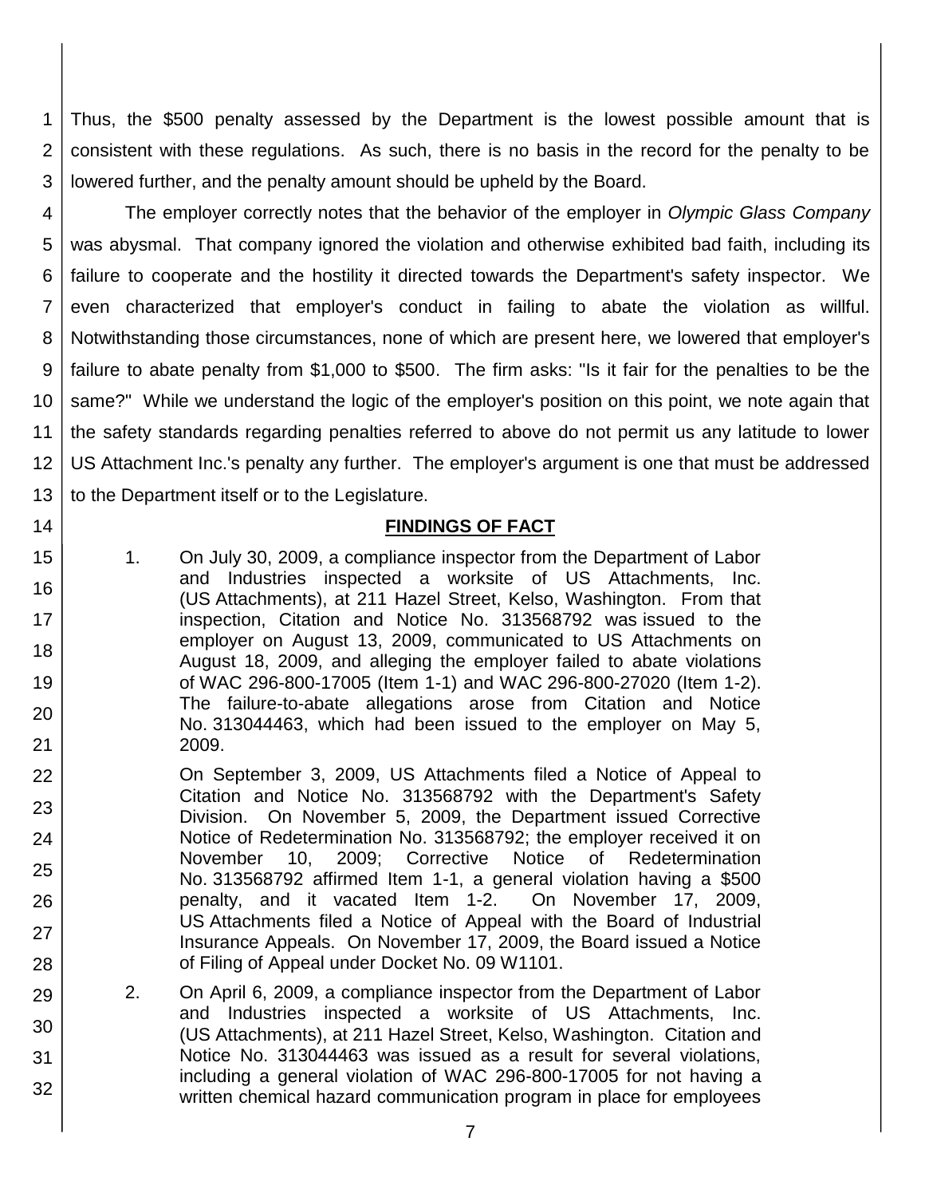Thus, the $500 penalty assessed by the Department is the lowest possible amount that is consistent with these regulations. As such, there is no basis in the record for the penalty to be lowered further, and the penalty amount should be upheld by the Board.

The employer correctly notes that the behavior of the employer in *Olympic Glass Company* was abysmal. That company ignored the violation and otherwise exhibited bad faith, including its failure to cooperate and the hostility it directed towards the Department's safety inspector. We even characterized that employer's conduct in failing to abate the violation as willful. Notwithstanding those circumstances, none of which are present here, we lowered that employer's failure to abate penalty from $1,000 to $500. The firm asks: "Is it fair for the penalties to be the same?" While we understand the logic of the employer's position on this point, we note again that the safety standards regarding penalties referred to above do not permit us any latitude to lower US Attachment Inc.'s penalty any further. The employer's argument is one that must be addressed to the Department itself or to the Legislature.

## FINDINGS OF FACT

1. On July 30, 2009, a compliance inspector from the Department of Labor and Industries inspected a worksite of US Attachments, Inc. (US Attachments), at 211 Hazel Street, Kelso, Washington. From that inspection, Citation and Notice No. 313568792 was issued to the employer on August 13, 2009, communicated to US Attachments on August 18, 2009, and alleging the employer failed to abate violations of WAC 296-800-17005 (Item 1-1) and WAC 296-800-27020 (Item 1-2). The failure-to-abate allegations arose from Citation and Notice No. 313044463, which had been issued to the employer on May 5, 2009.

   On September 3, 2009, US Attachments filed a Notice of Appeal to Citation and Notice No. 313568792 with the Department's Safety Division. On November 5, 2009, the Department issued Corrective Notice of Redetermination No. 313568792; the employer received it on November 10, 2009; Corrective Notice of Redetermination No. 313568792 affirmed Item 1-1, a general violation having a $500 penalty, and it vacated Item 1-2. On November 17, 2009, US Attachments filed a Notice of Appeal with the Board of Industrial Insurance Appeals. On November 17, 2009, the Board issued a Notice of Filing of Appeal under Docket No. 09 W1101.

2. On April 6, 2009, a compliance inspector from the Department of Labor and Industries inspected a worksite of US Attachments, Inc. (US Attachments), at 211 Hazel Street, Kelso, Washington. Citation and Notice No. 313044463 was issued as a result for several violations, including a general violation of WAC 296-800-17005 for not having a written chemical hazard communication program in place for employees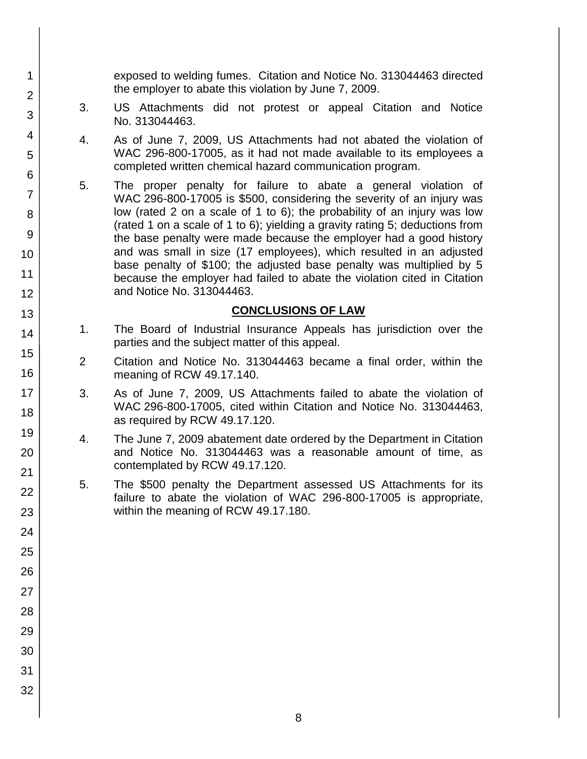exposed to welding fumes. Citation and Notice No. 313044463 directed the employer to abate this violation by June 7, 2009.

3. US Attachments did not protest or appeal Citation and Notice No. 313044463.

4. As of June 7, 2009, US Attachments had not abated the violation of WAC 296-800-17005, as it had not made available to its employees a completed written chemical hazard communication program.

5. The proper penalty for failure to abate a general violation of WAC 296-800-17005 is $500, considering the severity of an injury was low (rated 2 on a scale of 1 to 6); the probability of an injury was low (rated 1 on a scale of 1 to 6); yielding a gravity rating 5; deductions from the base penalty were made because the employer had a good history and was small in size (17 employees), which resulted in an adjusted base penalty of $100; the adjusted base penalty was multiplied by 5 because the employer had failed to abate the violation cited in Citation and Notice No. 313044463.

## CONCLUSIONS OF LAW

1. The Board of Industrial Insurance Appeals has jurisdiction over the parties and the subject matter of this appeal.

2 Citation and Notice No. 313044463 became a final order, within the meaning of RCW 49.17.140.

3. As of June 7, 2009, US Attachments failed to abate the violation of WAC 296-800-17005, cited within Citation and Notice No. 313044463, as required by RCW 49.17.120.

4. The June 7, 2009 abatement date ordered by the Department in Citation and Notice No. 313044463 was a reasonable amount of time, as contemplated by RCW 49.17.120.

5. The $500 penalty the Department assessed US Attachments for its failure to abate the violation of WAC 296-800-17005 is appropriate, within the meaning of RCW 49.17.180.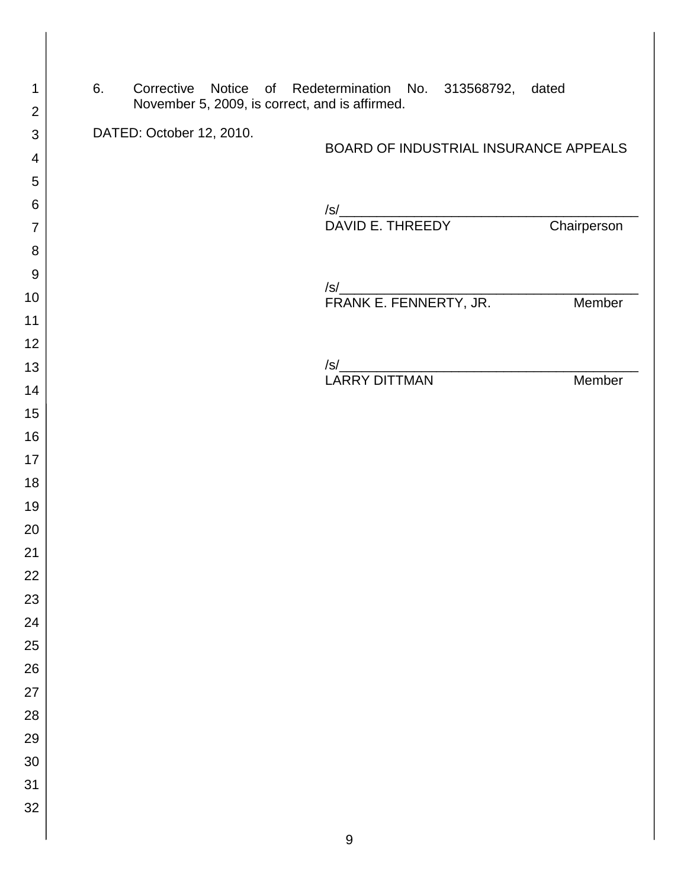6. Corrective Notice of Redetermination No. 313568792, dated November 5, 2009, is correct, and is affirmed.

DATED: October 12, 2010.

BOARD OF INDUSTRIAL INSURANCE APPEALS

/s/\_\_\_\_\_\_\_\_\_\_\_\_\_\_\_\_\_\_\_\_\_\_\_\_\_\_\_\_\_\_\_\_\_\_\_\_\_\_\_\_
DAVID E. THREEDY Chairperson

/s/\_\_\_\_\_\_\_\_\_\_\_\_\_\_\_\_\_\_\_\_\_\_\_\_\_\_\_\_\_\_\_\_\_\_\_\_\_\_\_\_
FRANK E. FENNERTY, JR. Member

/s/\_\_\_\_\_\_\_\_\_\_\_\_\_\_\_\_\_\_\_\_\_\_\_\_\_\_\_\_\_\_\_\_\_\_\_\_\_\_\_\_
LARRY DITTMAN Member